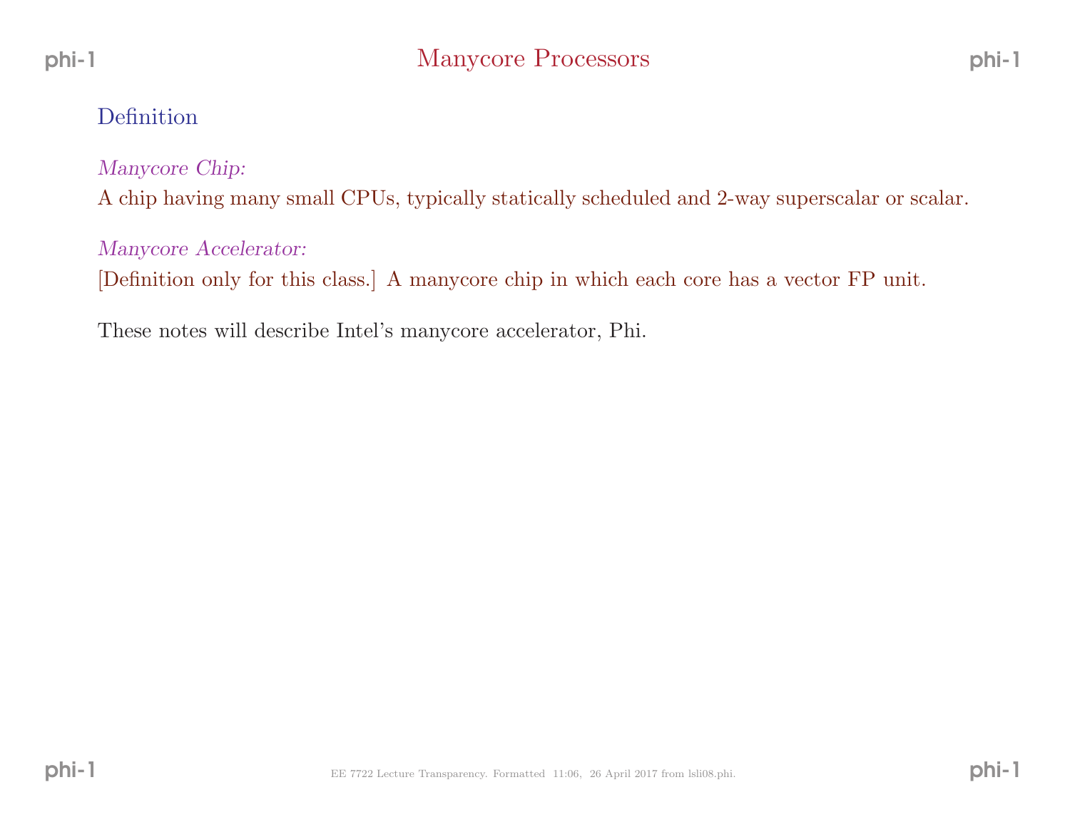# Manycore Processors

## Definition

*Manycore Chip:*

A chip having many small CPUs, typically statically scheduled and 2-way superscalar or scalar.

*Manycore Accelerator:*

[Definition only for this class.] A manycore chip in which each core has a vector FP unit.

These notes will describe Intel's manycore accelerator, Phi.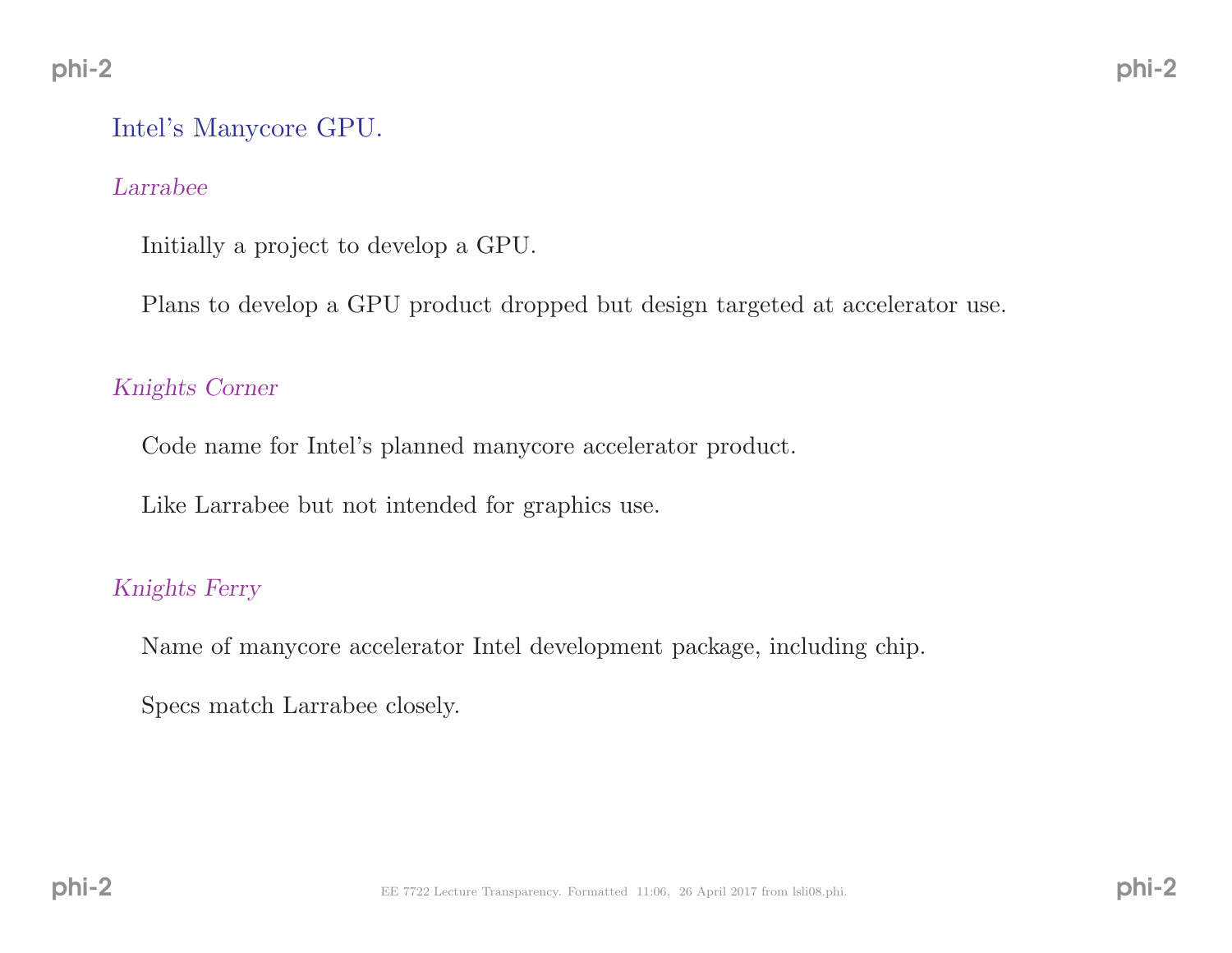## Intel's Manycore GPU.

### *Larrabee*

Initially a project to develop a GPU.

Plans to develop a GPU product dropped but design targeted at accelerator use.

### *Knights Corner*

Code name for Intel's planned manycore accelerator product.

Like Larrabee but not intended for graphics use.

### *Knights Ferry*

Name of manycore accelerator Intel development package, including chip.

Specs match Larrabee closely.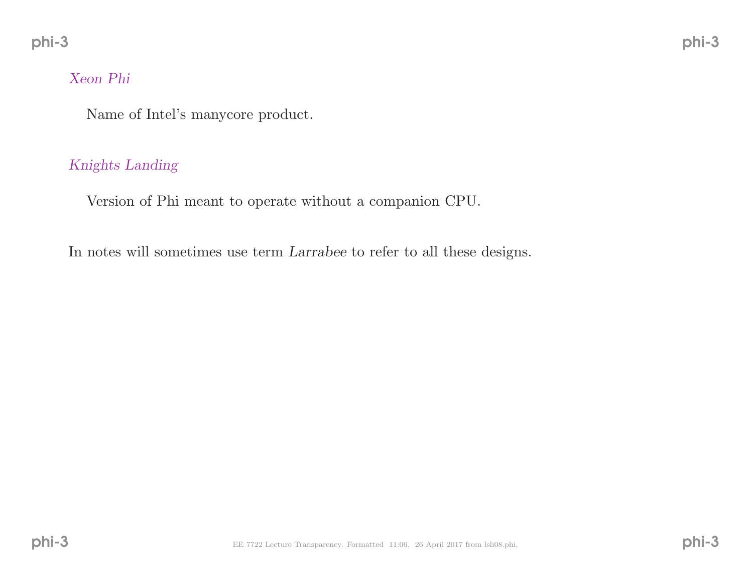*Xeon Phi*

Name of Intel's manycore product.

*Knights Landing*

Version of Phi meant to operate without a companion CPU.

In notes will sometimes use term *Larrabee* to refer to all these designs.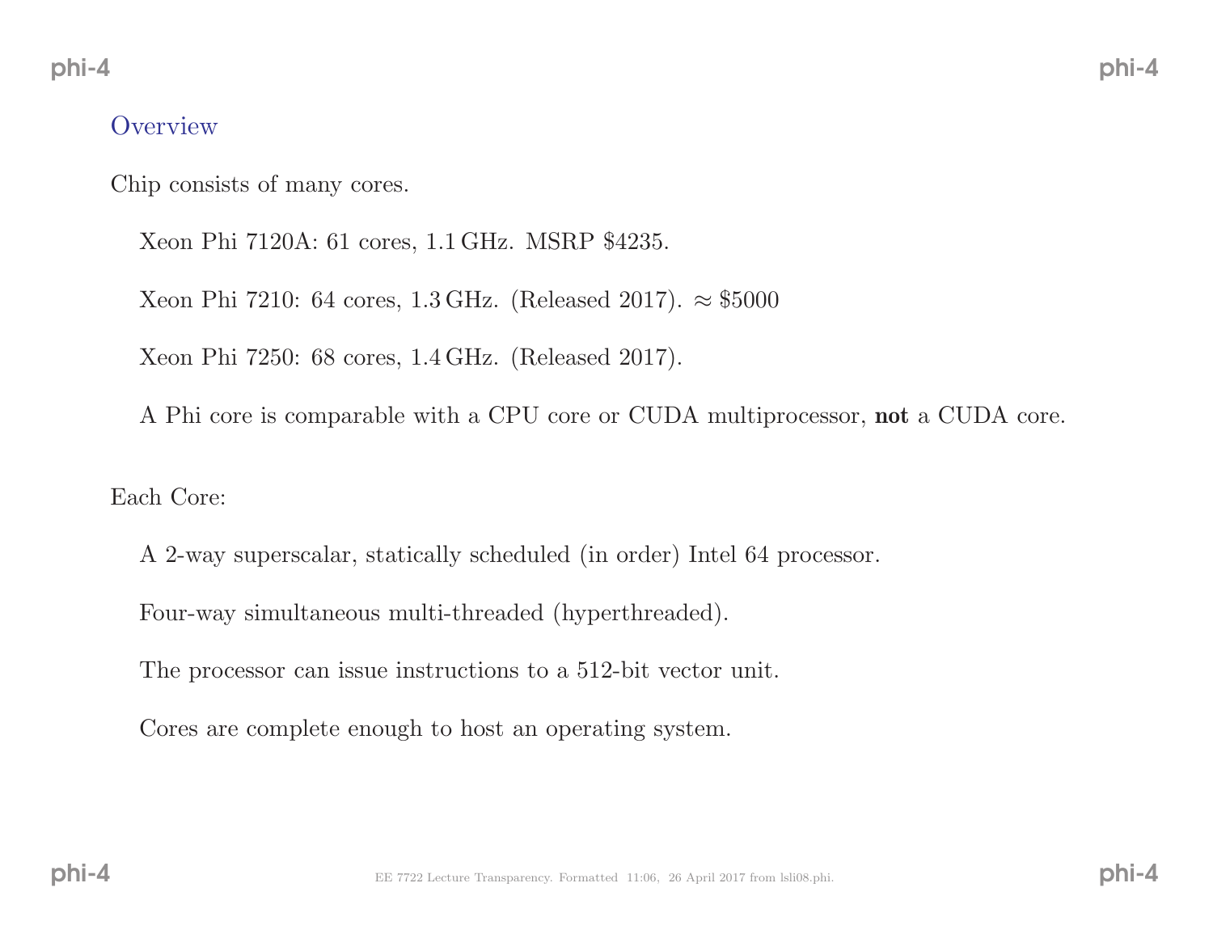## Overview

Chip consists of many cores.

Xeon Phi 7120A: 61 cores, 1.1 GHz. MSRP $4235.

Xeon Phi 7210: 64 cores, 1.3 GHz. (Released 2017). $\approx$ $5000

Xeon Phi 7250: 68 cores, 1.4 GHz. (Released 2017).

A Phi core is comparable with a CPU core or CUDA multiprocessor, **not** a CUDA core.

Each Core:

A 2-way superscalar, statically scheduled (in order) Intel 64 processor.

Four-way simultaneous multi-threaded (hyperthreaded).

The processor can issue instructions to a 512-bit vector unit.

Cores are complete enough to host an operating system.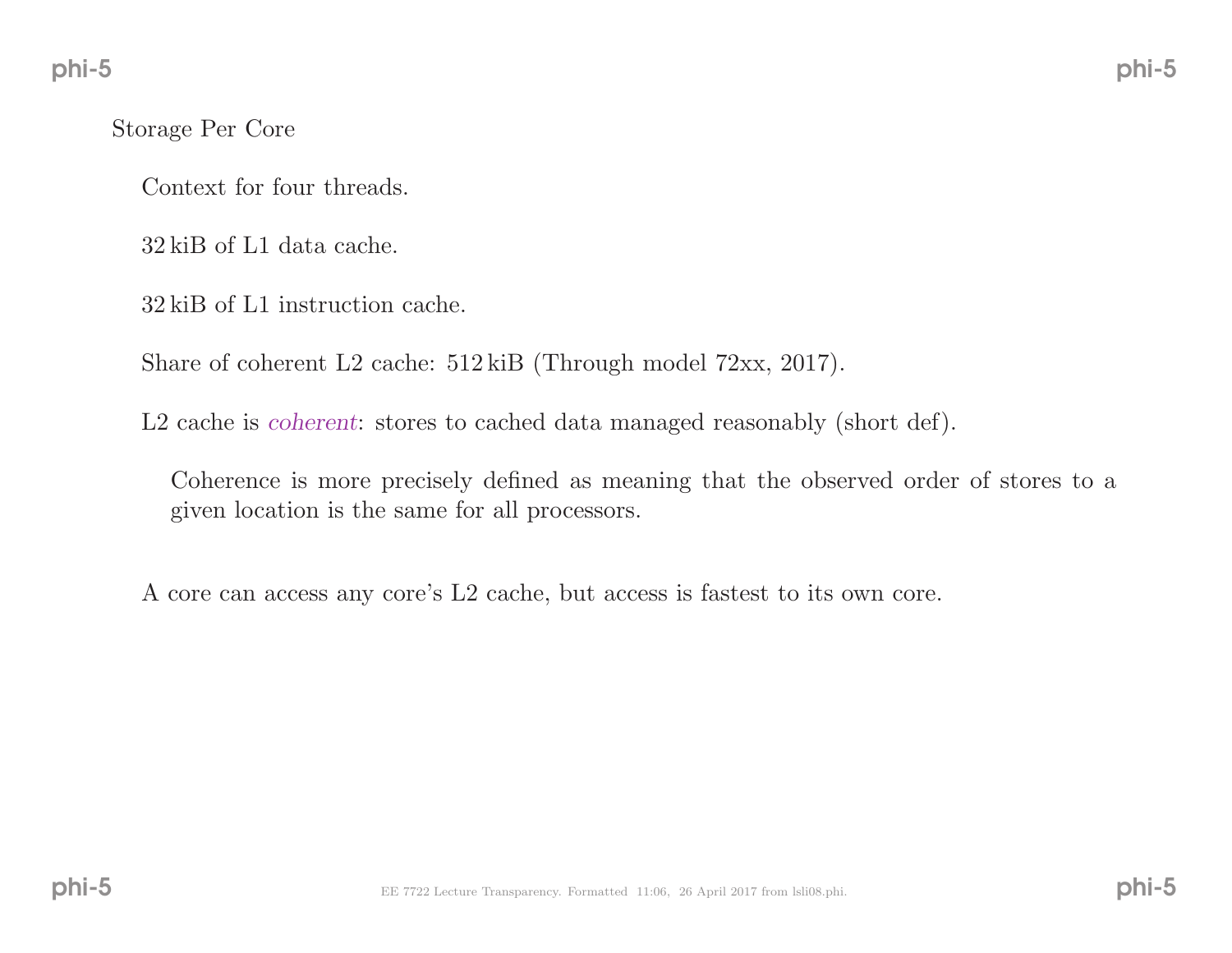## Storage Per Core

Context for four threads.

32 kiB of L1 data cache.

32 kiB of L1 instruction cache.

Share of coherent L2 cache: 512 kiB (Through model 72xx, 2017).

L2 cache is *coherent*: stores to cached data managed reasonably (short def).

> Coherence is more precisely defined as meaning that the observed order of stores to a given location is the same for all processors.

A core can access any core's L2 cache, but access is fastest to its own core.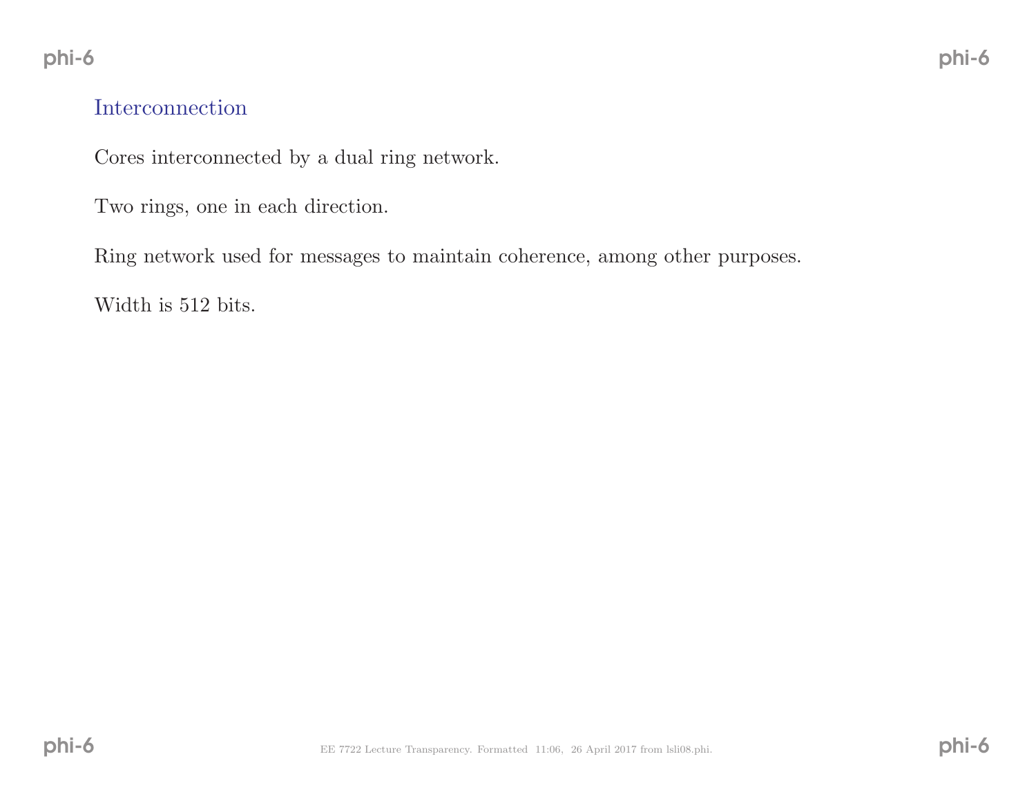## Interconnection

Cores interconnected by a dual ring network.

Two rings, one in each direction.

Ring network used for messages to maintain coherence, among other purposes.

Width is 512 bits.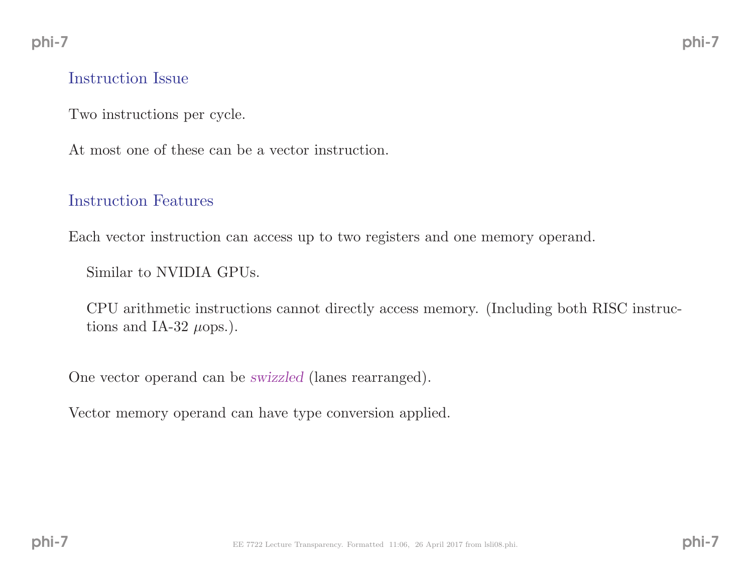## Instruction Issue

Two instructions per cycle.

At most one of these can be a vector instruction.

## Instruction Features

Each vector instruction can access up to two registers and one memory operand.

Similar to NVIDIA GPUs.

CPU arithmetic instructions cannot directly access memory. (Including both RISC instructions and IA-32 $\mu$ops.).

One vector operand can be *swizzled* (lanes rearranged).

Vector memory operand can have type conversion applied.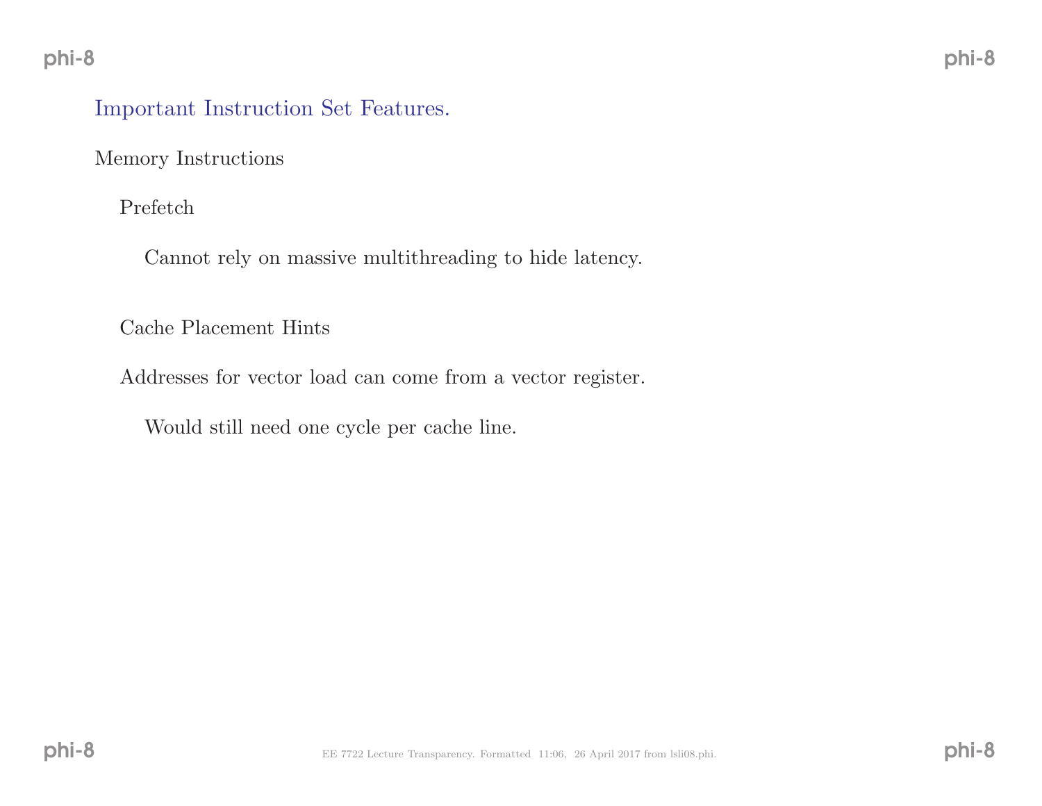## Important Instruction Set Features.

Memory Instructions

- Prefetch
  - Cannot rely on massive multithreading to hide latency.
- Cache Placement Hints
- Addresses for vector load can come from a vector register.
  - Would still need one cycle per cache line.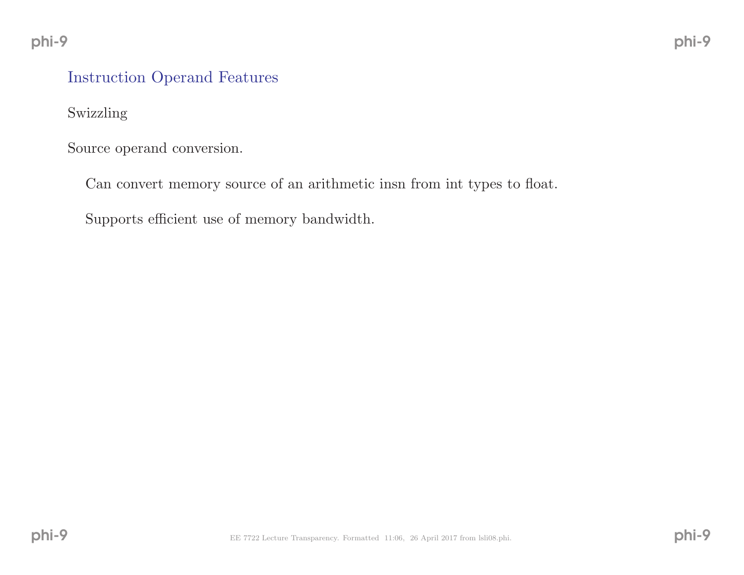## Instruction Operand Features

Swizzling

Source operand conversion.

Can convert memory source of an arithmetic insn from int types to float.

Supports efficient use of memory bandwidth.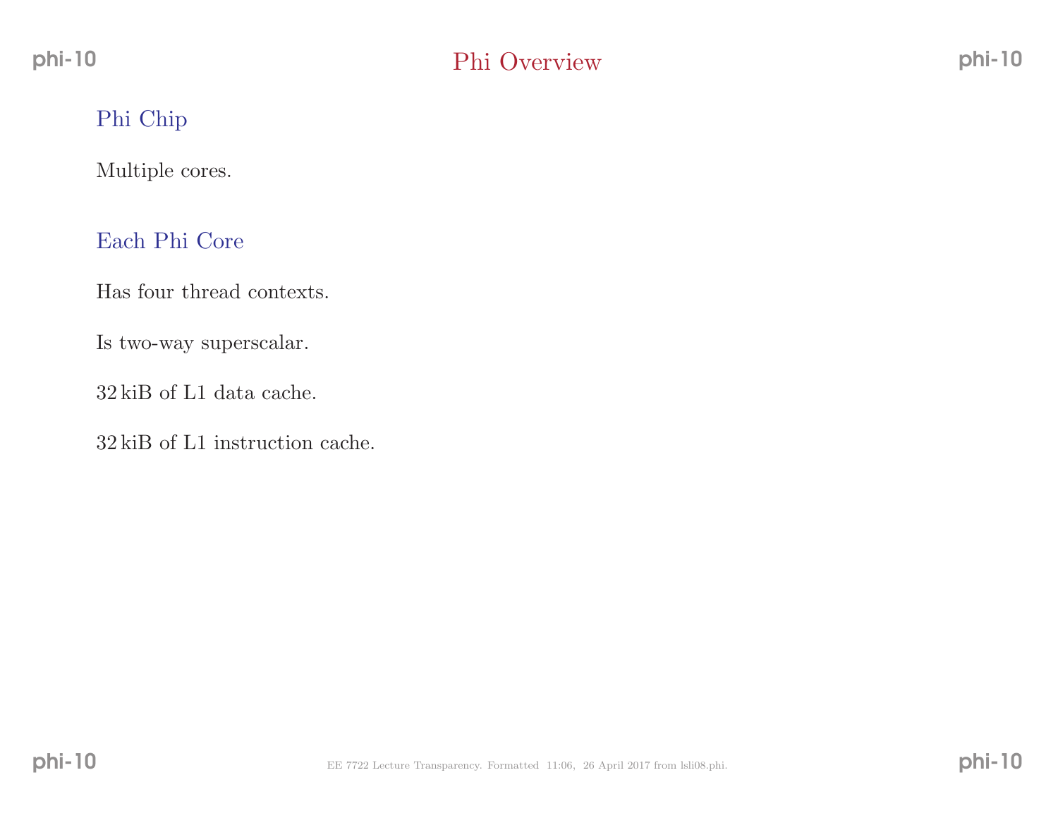# Phi Overview

## Phi Chip

Multiple cores.

## Each Phi Core

Has four thread contexts.

Is two-way superscalar.

32 kiB of L1 data cache.

32 kiB of L1 instruction cache.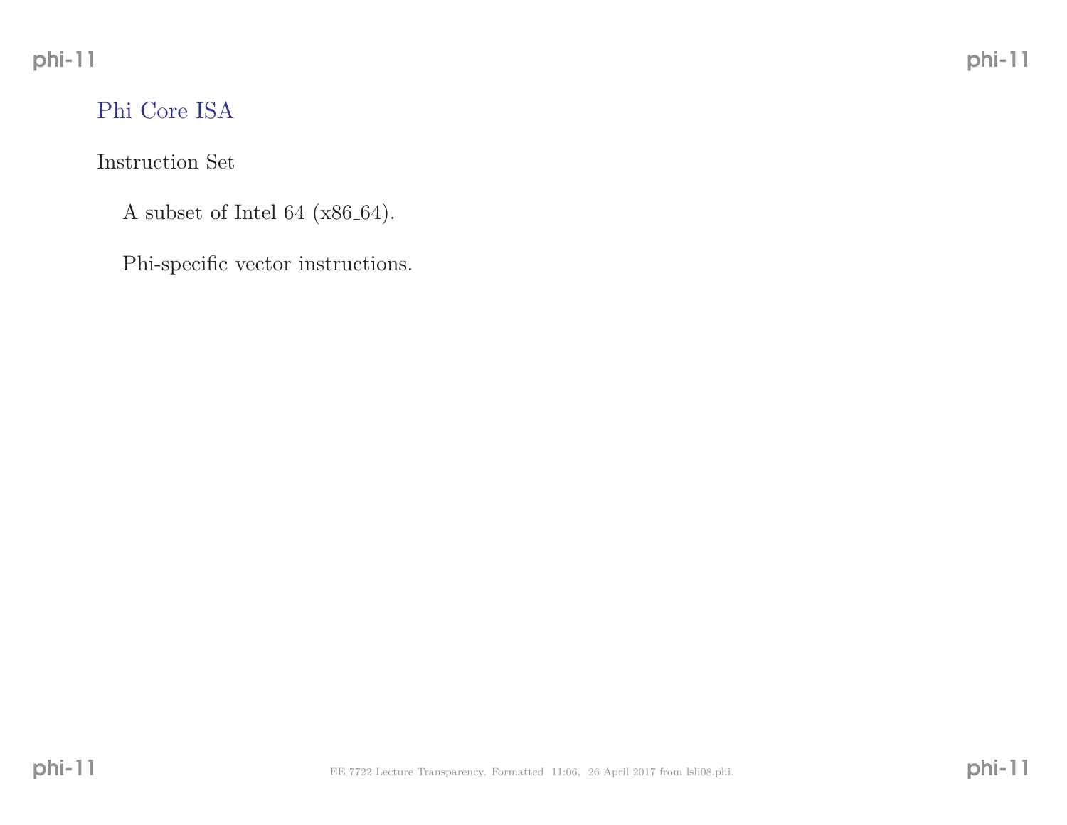## Phi Core ISA

### Instruction Set

A subset of Intel 64 (x86_64).

Phi-specific vector instructions.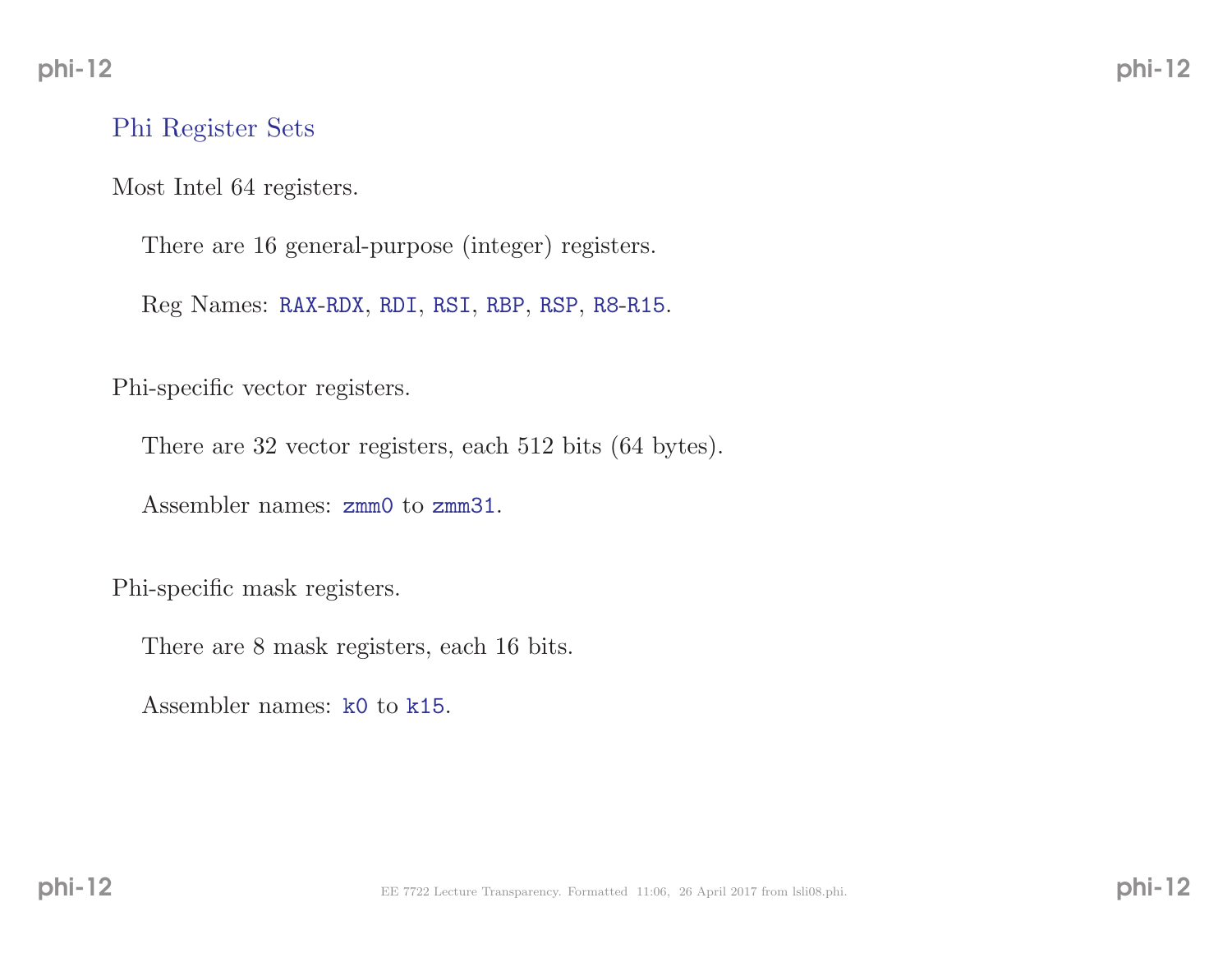## Phi Register Sets

Most Intel 64 registers.

There are 16 general-purpose (integer) registers.

Reg Names: `RAX-RDX`, `RDI`, `RSI`, `RBP`, `RSP`, `R8-R15`.

Phi-specific vector registers.

There are 32 vector registers, each 512 bits (64 bytes).

Assembler names: `zmm0` to `zmm31`.

Phi-specific mask registers.

There are 8 mask registers, each 16 bits.

Assembler names: `k0` to `k15`.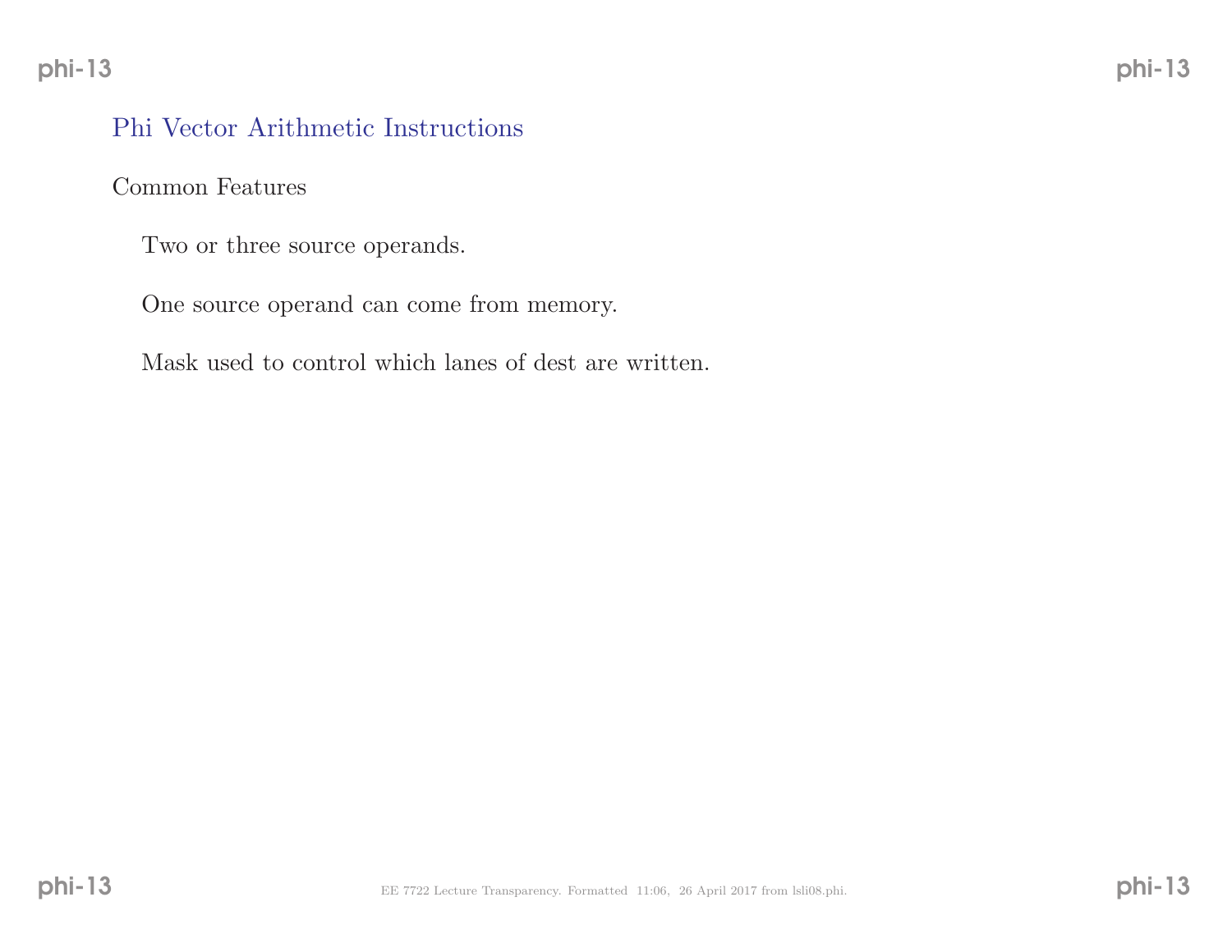## Phi Vector Arithmetic Instructions

### Common Features

Two or three source operands.

One source operand can come from memory.

Mask used to control which lanes of dest are written.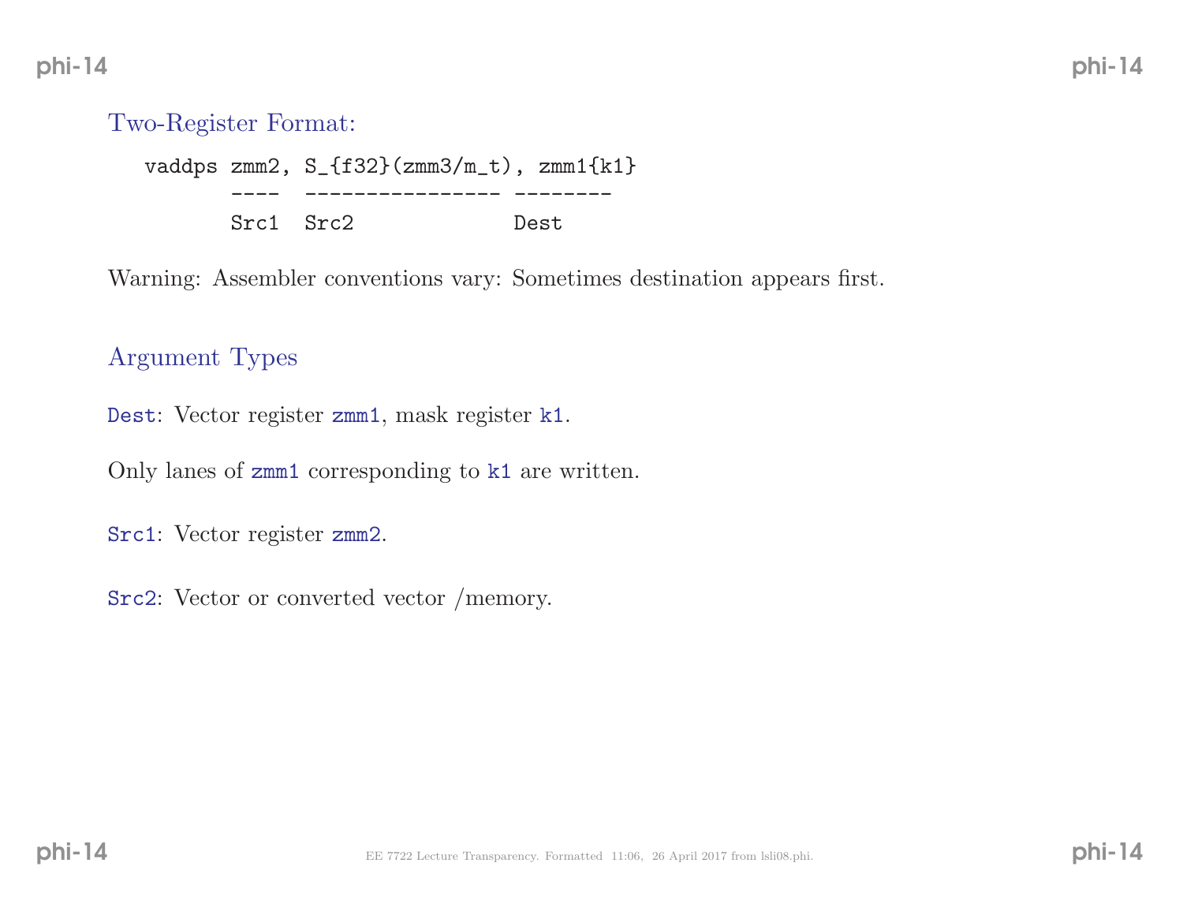## Two-Register Format:

```
vaddps zmm2, S_{f32}(zmm3/m_t), zmm1{k1}
       ----  ---------------- --------
       Src1  Src2             Dest
```

Warning: Assembler conventions vary: Sometimes destination appears first.

## Argument Types

`Dest`: Vector register `zmm1`, mask register `k1`.

Only lanes of `zmm1` corresponding to `k1` are written.

`Src1`: Vector register `zmm2`.

`Src2`: Vector or converted vector /memory.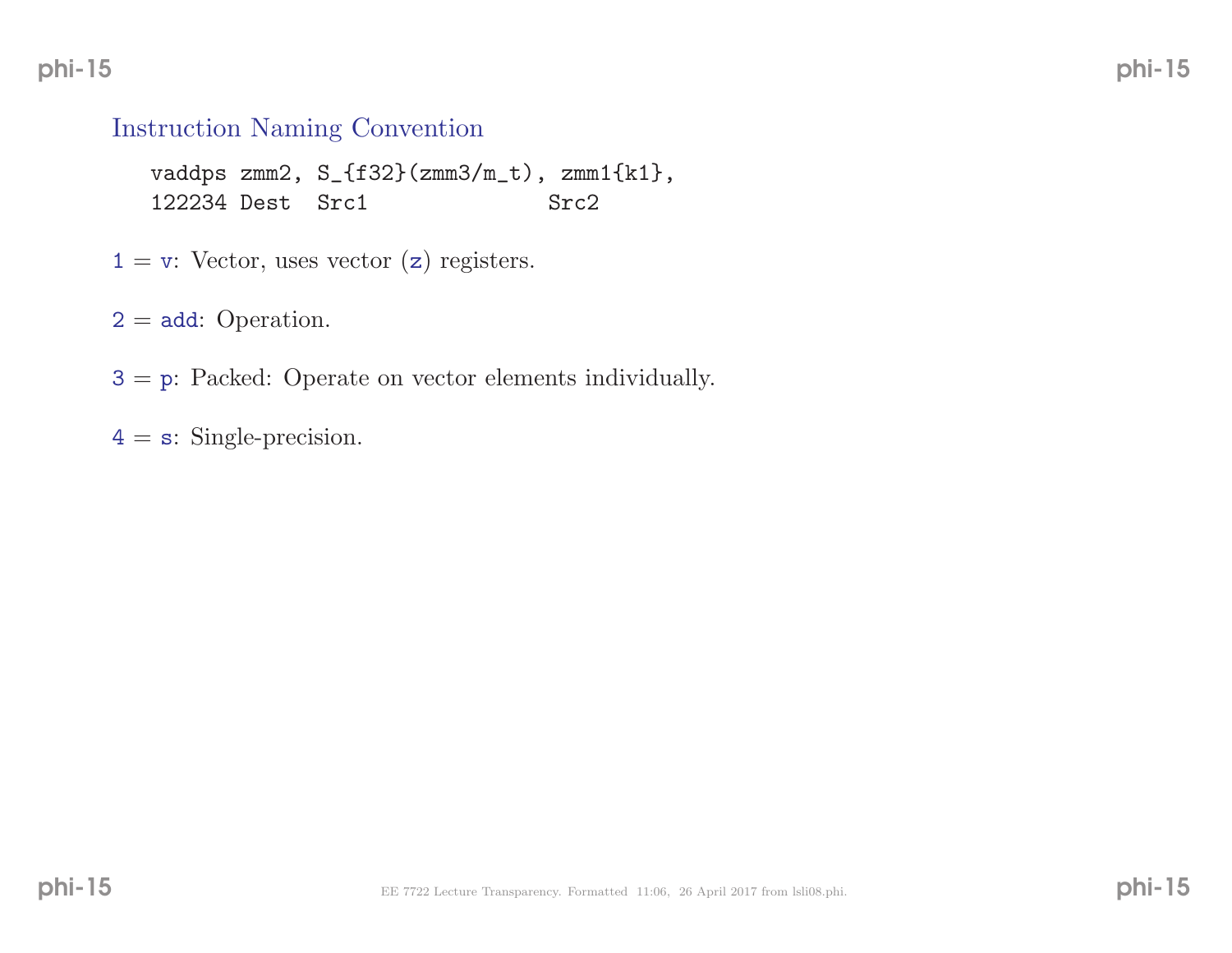## Instruction Naming Convention

```
vaddps zmm2, S_{f32}(zmm3/m_t), zmm1{k1},
122234 Dest  Src1              Src2
```

1 = `v`: Vector, uses vector (`z`) registers.

2 = `add`: Operation.

3 = `p`: Packed: Operate on vector elements individually.

4 = `s`: Single-precision.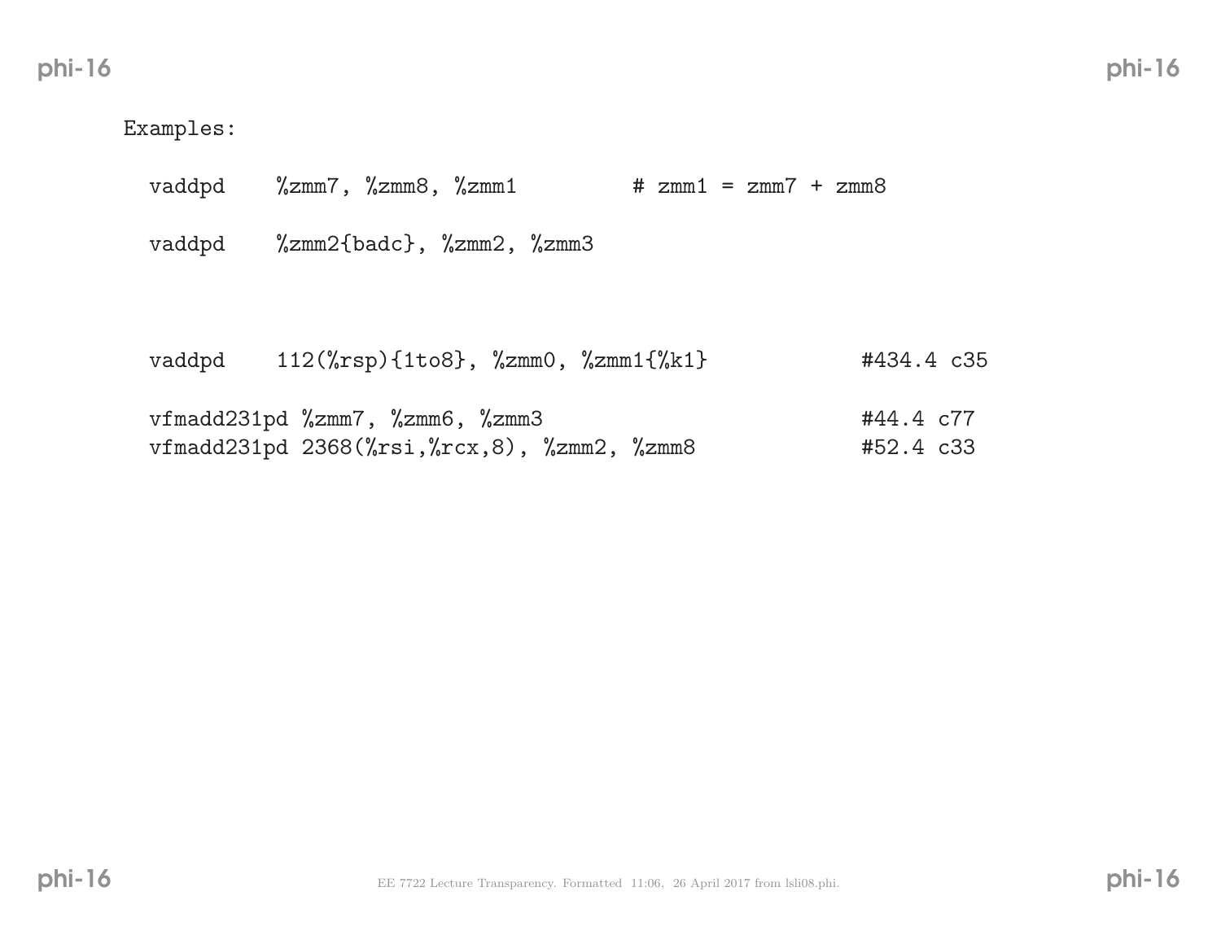Examples:

```
vaddpd    %zmm7, %zmm8, %zmm1        # zmm1 = zmm7 + zmm8

vaddpd    %zmm2{badc}, %zmm2, %zmm3



vaddpd    112(%rsp){1to8}, %zmm0, %zmm1{%k1}            #434.4 c35

vfmadd231pd %zmm7, %zmm6, %zmm3                         #44.4 c77
vfmadd231pd 2368(%rsi,%rcx,8), %zmm2, %zmm8             #52.4 c33
```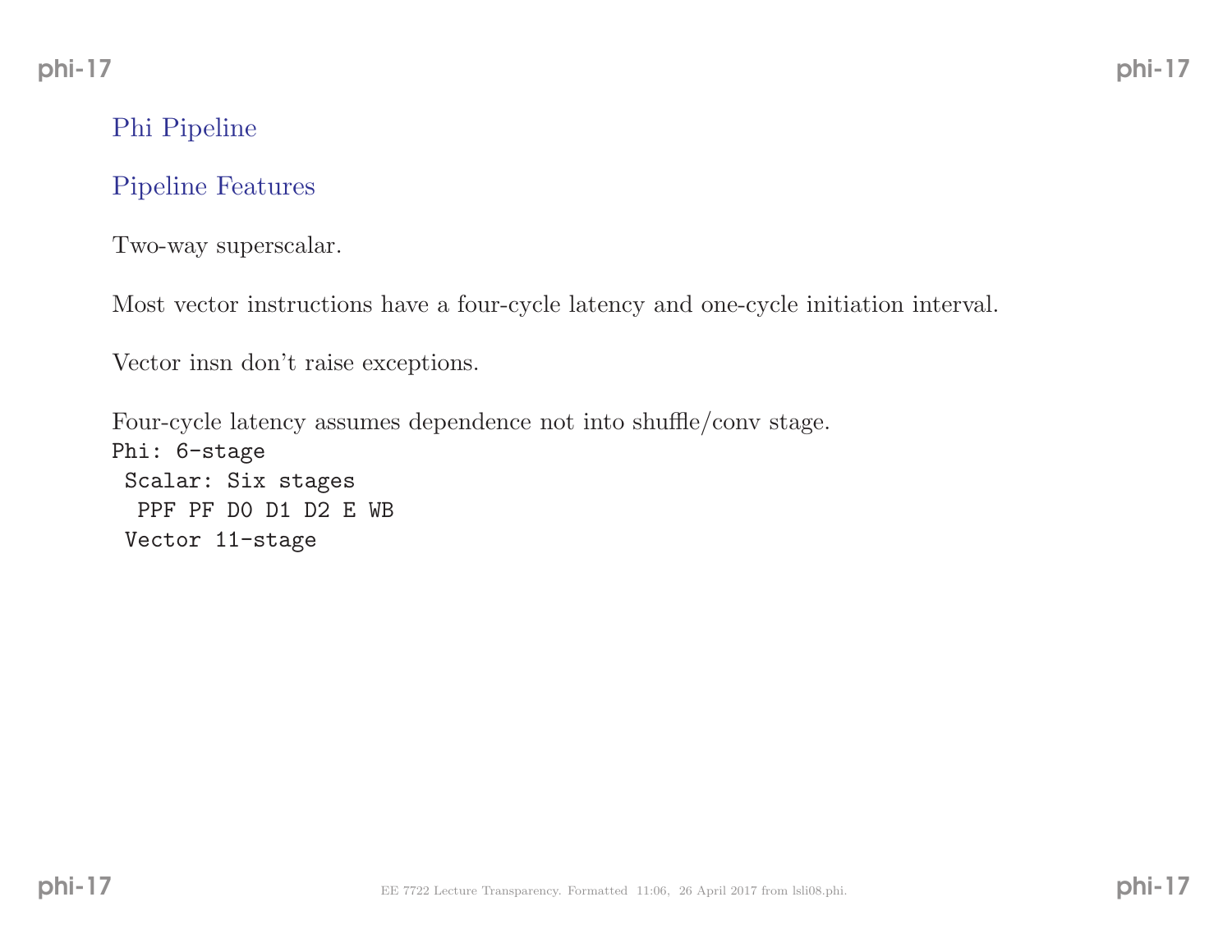## Phi Pipeline

### Pipeline Features

Two-way superscalar.

Most vector instructions have a four-cycle latency and one-cycle initiation interval.

Vector insn don't raise exceptions.

Four-cycle latency assumes dependence not into shuffle/conv stage.

```
Phi: 6-stage
 Scalar: Six stages
  PPF PF D0 D1 D2 E WB
 Vector 11-stage
```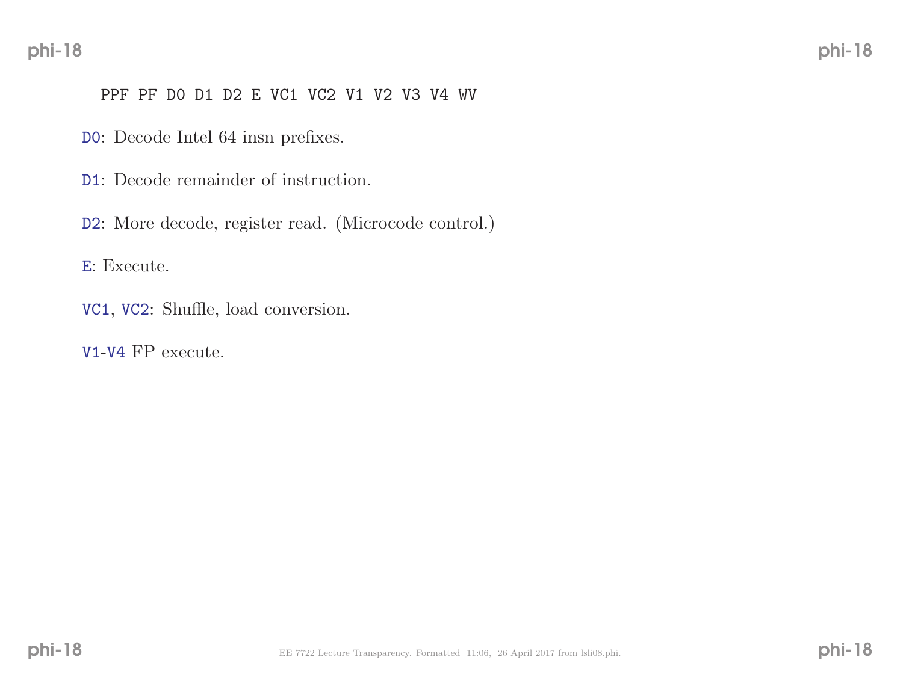```
PPF PF D0 D1 D2 E VC1 VC2 V1 V2 V3 V4 WV
```

`D0`: Decode Intel 64 insn prefixes.

`D1`: Decode remainder of instruction.

`D2`: More decode, register read. (Microcode control.)

`E`: Execute.

`VC1`, `VC2`: Shuffle, load conversion.

`V1`-`V4` FP execute.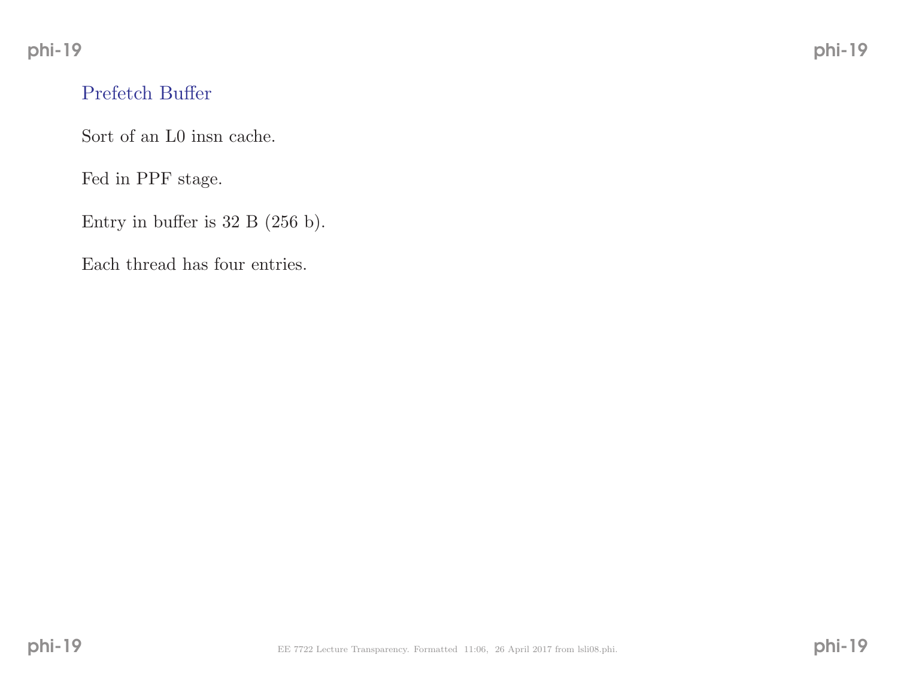## Prefetch Buffer

Sort of an L0 insn cache.

Fed in PPF stage.

Entry in buffer is 32 B (256 b).

Each thread has four entries.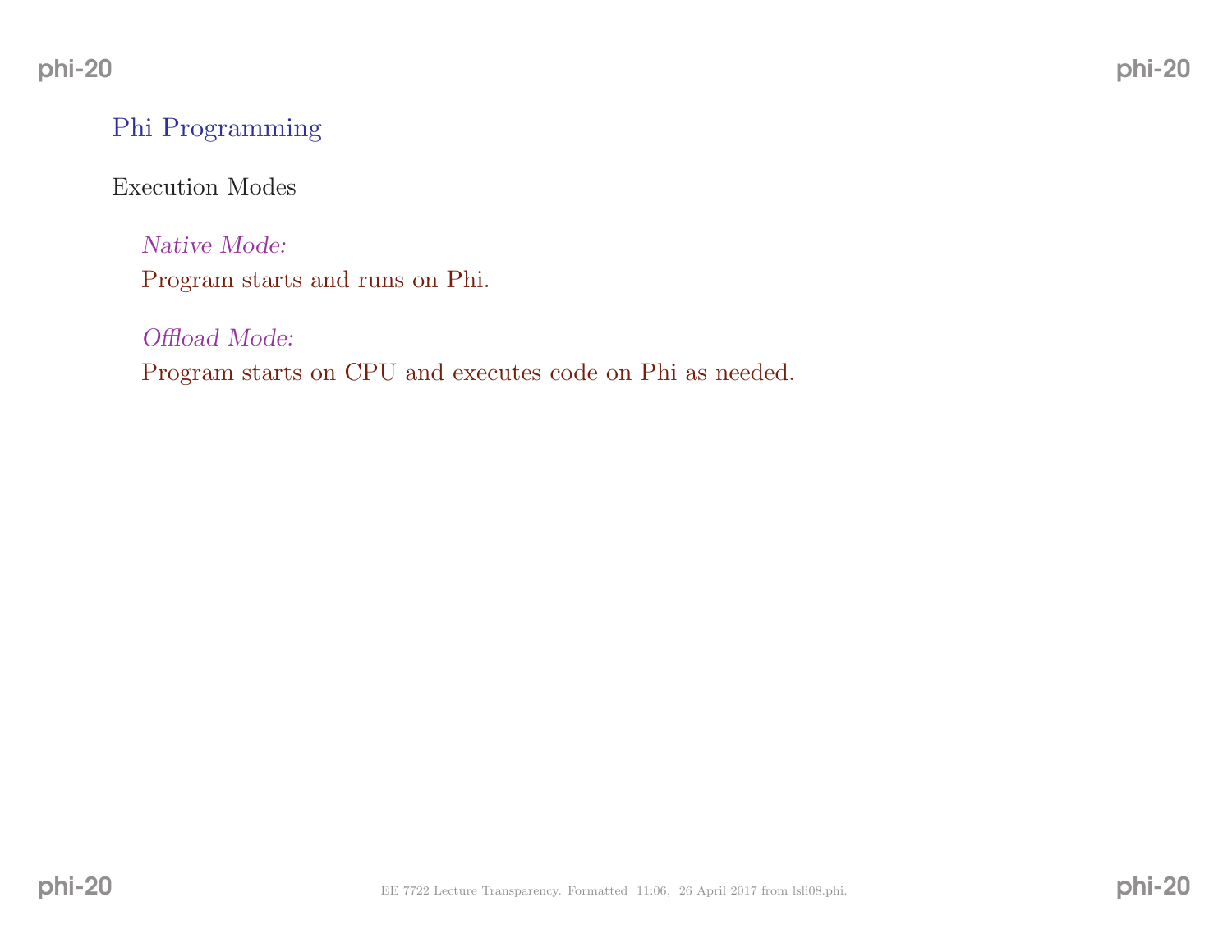## Phi Programming

Execution Modes

*Native Mode:*
Program starts and runs on Phi.

*Offload Mode:*
Program starts on CPU and executes code on Phi as needed.